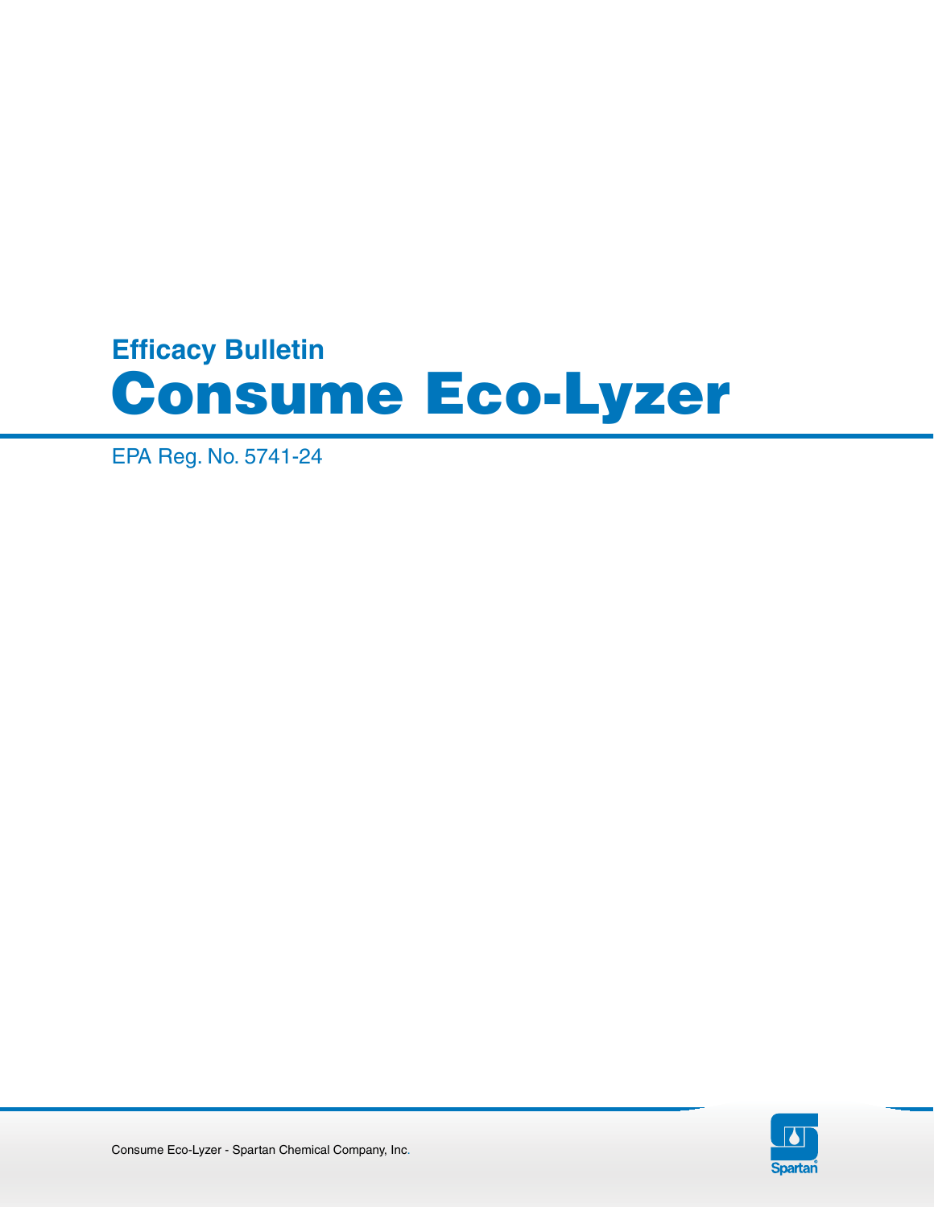## Efficacy Bulletin

# Consume Eco-Lyzer

EPA Reg. No. 5741-24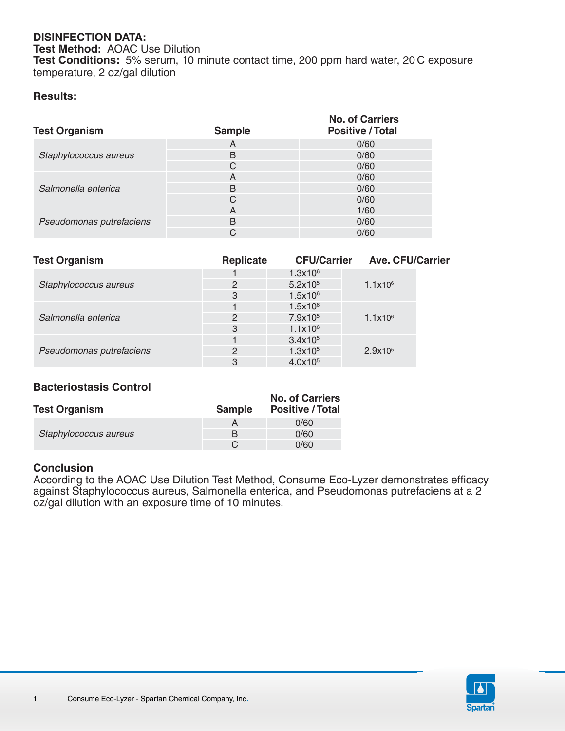**DISINFECTION DATA:**
**Test Method:** AOAC Use Dilution
**Test Conditions:** 5% serum, 10 minute contact time, 200 ppm hard water, 20 C exposure temperature, 2 oz/gal dilution

**Results:**

| Test Organism | Sample | No. of Carriers Positive / Total |
|---|---|---|
| *Staphylococcus aureus* | A | 0/60 |
| | B | 0/60 |
| | C | 0/60 |
| *Salmonella enterica* | A | 0/60 |
| | B | 0/60 |
| | C | 0/60 |
| *Pseudomonas putrefaciens* | A | 1/60 |
| | B | 0/60 |
| | C | 0/60 |

| Test Organism | Replicate | CFU/Carrier | Ave. CFU/Carrier |
|---|---|---|---|
| *Staphylococcus aureus* | 1 | $1.3x10^6$ | $1.1x10^6$ |
| | 2 | $5.2x10^5$ | |
| | 3 | $1.5x10^6$ | |
| *Salmonella enterica* | 1 | $1.5x10^6$ | $1.1x10^6$ |
| | 2 | $7.9x10^5$ | |
| | 3 | $1.1x10^6$ | |
| *Pseudomonas putrefaciens* | 1 | $3.4x10^5$ | $2.9x10^5$ |
| | 2 | $1.3x10^5$ | |
| | 3 | $4.0x10^5$ | |

**Bacteriostasis Control**

| Test Organism | Sample | No. of Carriers Positive / Total |
|---|---|---|
| *Staphylococcus aureus* | A | 0/60 |
| | B | 0/60 |
| | C | 0/60 |

**Conclusion**
According to the AOAC Use Dilution Test Method, Consume Eco-Lyzer demonstrates efficacy against Staphylococcus aureus, Salmonella enterica, and Pseudomonas putrefaciens at a 2 oz/gal dilution with an exposure time of 10 minutes.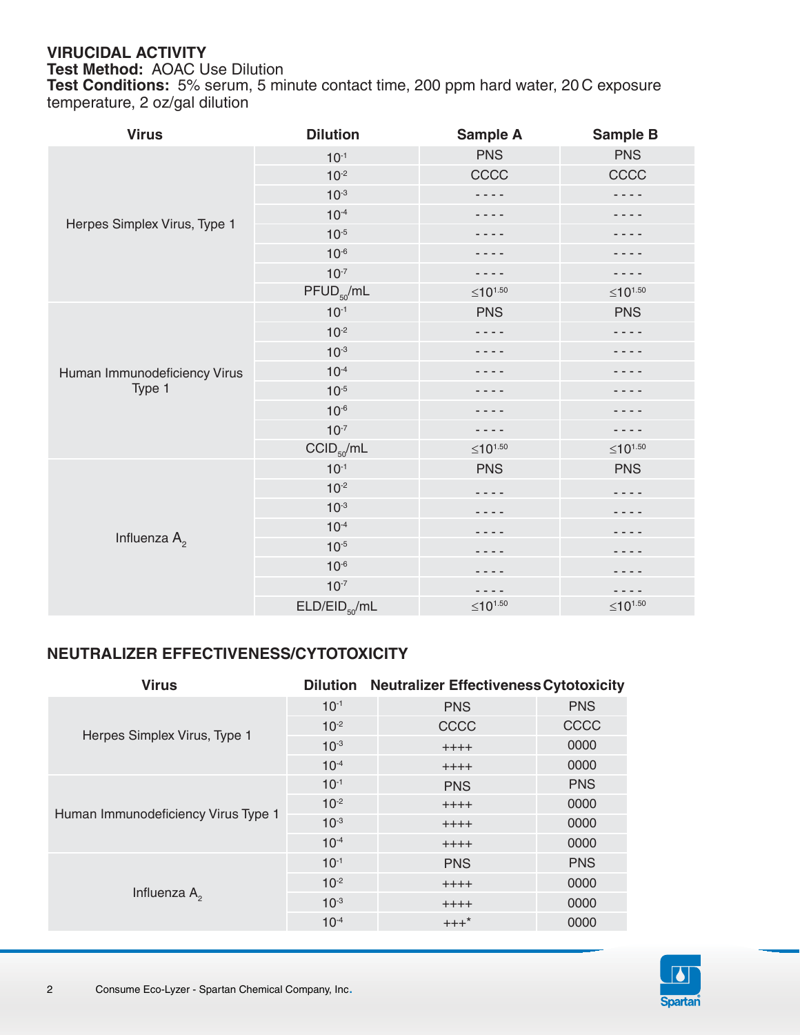## VIRUCIDAL ACTIVITY

**Test Method:** AOAC Use Dilution

**Test Conditions:** 5% serum, 5 minute contact time, 200 ppm hard water, 20 C exposure temperature, 2 oz/gal dilution

| Virus | Dilution | Sample A | Sample B |
|---|---|---|---|
| Herpes Simplex Virus, Type 1 | $10^{-1}$ | PNS | PNS |
| | $10^{-2}$ | CCCC | CCCC |
| | $10^{-3}$ | - - - - | - - - - |
| | $10^{-4}$ | - - - - | - - - - |
| | $10^{-5}$ | - - - - | - - - - |
| | $10^{-6}$ | - - - - | - - - - |
| | $10^{-7}$ | - - - - | - - - - |
| | $PFUD_{50}$/mL | $\leq 10^{1.50}$ | $\leq 10^{1.50}$ |
| Human Immunodeficiency Virus Type 1 | $10^{-1}$ | PNS | PNS |
| | $10^{-2}$ | - - - - | - - - - |
| | $10^{-3}$ | - - - - | - - - - |
| | $10^{-4}$ | - - - - | - - - - |
| | $10^{-5}$ | - - - - | - - - - |
| | $10^{-6}$ | - - - - | - - - - |
| | $10^{-7}$ | - - - - | - - - - |
| | $CCID_{50}$/mL | $\leq 10^{1.50}$ | $\leq 10^{1.50}$ |
| Influenza $A_2$ | $10^{-1}$ | PNS | PNS |
| | $10^{-2}$ | - - - - | - - - - |
| | $10^{-3}$ | - - - - | - - - - |
| | $10^{-4}$ | - - - - | - - - - |
| | $10^{-5}$ | - - - - | - - - - |
| | $10^{-6}$ | - - - - | - - - - |
| | $10^{-7}$ | - - - - | - - - - |
| | ELD/$EID_{50}$/mL | $\leq 10^{1.50}$ | $\leq 10^{1.50}$ |

## NEUTRALIZER EFFECTIVENESS/CYTOTOXICITY

| Virus | Dilution | Neutralizer Effectiveness | Cytotoxicity |
|---|---|---|---|
| Herpes Simplex Virus, Type 1 | $10^{-1}$ | PNS | PNS |
| | $10^{-2}$ | CCCC | CCCC |
| | $10^{-3}$ | ++++ | 0000 |
| | $10^{-4}$ | ++++ | 0000 |
| Human Immunodeficiency Virus Type 1 | $10^{-1}$ | PNS | PNS |
| | $10^{-2}$ | ++++ | 0000 |
| | $10^{-3}$ | ++++ | 0000 |
| | $10^{-4}$ | ++++ | 0000 |
| Influenza $A_2$ | $10^{-1}$ | PNS | PNS |
| | $10^{-2}$ | ++++ | 0000 |
| | $10^{-3}$ | ++++ | 0000 |
| | $10^{-4}$ | +++* | 0000 |

Consume Eco-Lyzer - Spartan Chemical Company, Inc.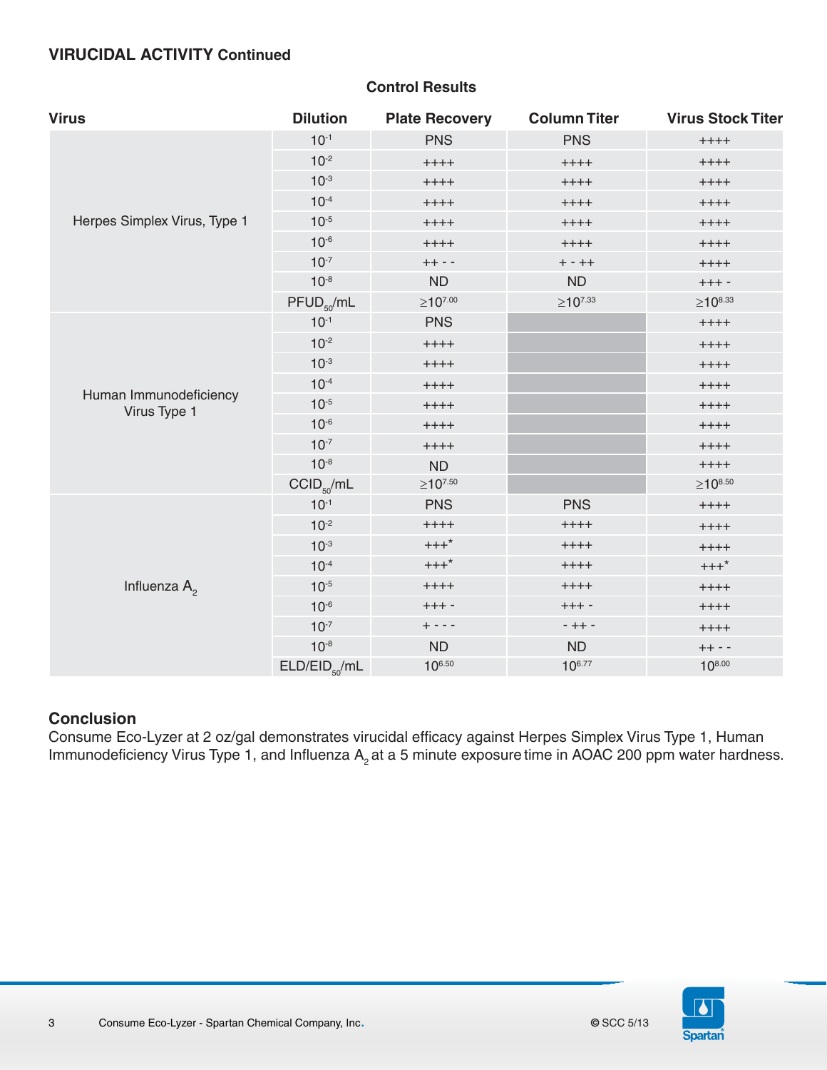## VIRUCIDAL ACTIVITY Continued

### Control Results

| Virus | Dilution | Plate Recovery | Column Titer | Virus Stock Titer |
|---|---|---|---|---|
| Herpes Simplex Virus, Type 1 | $10^{-1}$ | PNS | PNS | ++++ |
| | $10^{-2}$ | ++++ | ++++ | ++++ |
| | $10^{-3}$ | ++++ | ++++ | ++++ |
| | $10^{-4}$ | ++++ | ++++ | ++++ |
| | $10^{-5}$ | ++++ | ++++ | ++++ |
| | $10^{-6}$ | ++++ | ++++ | ++++ |
| | $10^{-7}$ | ++ - - | + - ++ | ++++ |
| | $10^{-8}$ | ND | ND | +++ - |
| | $PFUD_{50}/mL$ | $\geq 10^{7.00}$ | $\geq 10^{7.33}$ | $\geq 10^{8.33}$ |
| Human Immunodeficiency Virus Type 1 | $10^{-1}$ | PNS | | ++++ |
| | $10^{-2}$ | ++++ | | ++++ |
| | $10^{-3}$ | ++++ | | ++++ |
| | $10^{-4}$ | ++++ | | ++++ |
| | $10^{-5}$ | ++++ | | ++++ |
| | $10^{-6}$ | ++++ | | ++++ |
| | $10^{-7}$ | ++++ | | ++++ |
| | $10^{-8}$ | ND | | ++++ |
| | $CCID_{50}/mL$ | $\geq 10^{7.50}$ | | $\geq 10^{8.50}$ |
| Influenza $A_2$ | $10^{-1}$ | PNS | PNS | ++++ |
| | $10^{-2}$ | ++++ | ++++ | ++++ |
| | $10^{-3}$ | +++* | ++++ | ++++ |
| | $10^{-4}$ | +++* | ++++ | +++* |
| | $10^{-5}$ | ++++ | ++++ | ++++ |
| | $10^{-6}$ | +++ - | +++ - | ++++ |
| | $10^{-7}$ | + - - - | - ++ - | ++++ |
| | $10^{-8}$ | ND | ND | ++ - - |
| | $ELD/EID_{50}/mL$ | $10^{6.50}$ | $10^{6.77}$ | $10^{8.00}$ |

## Conclusion

Consume Eco-Lyzer at 2 oz/gal demonstrates virucidal efficacy against Herpes Simplex Virus Type 1, Human Immunodeficiency Virus Type 1, and Influenza $A_2$ at a 5 minute exposure time in AOAC 200 ppm water hardness.